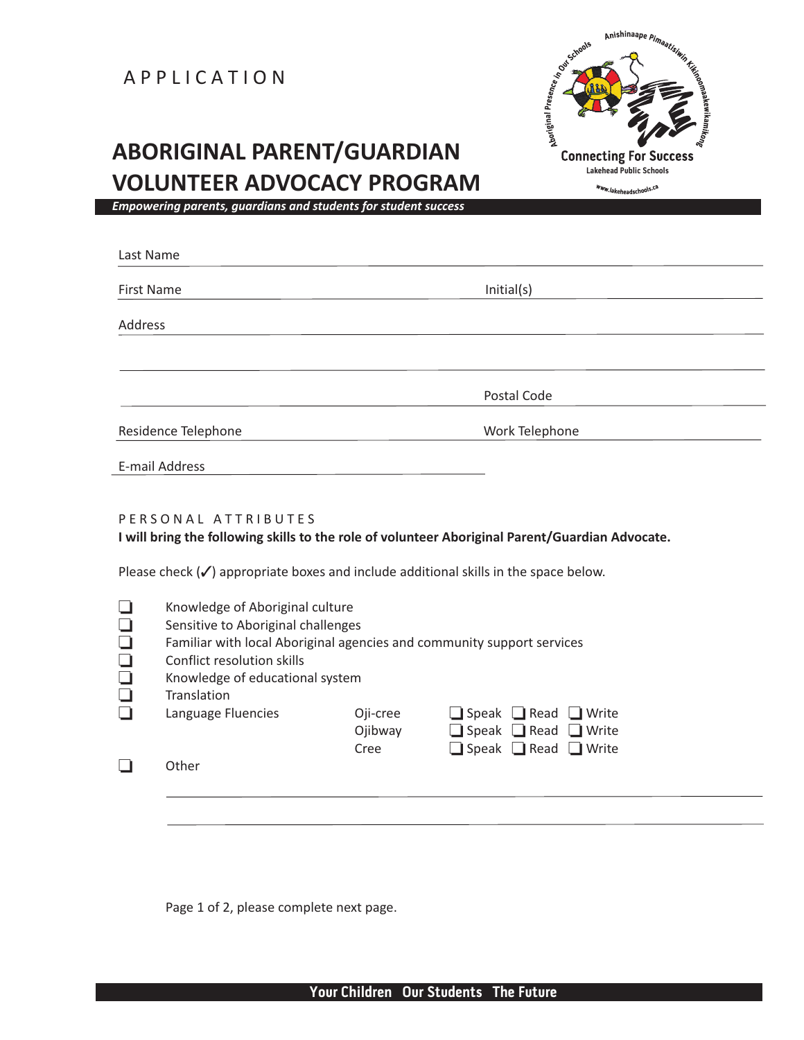APPLICATION

# ABORIGINAL PARENT/GUARDIAN VOLUNTEER ADVOCACY PROGRAM

***Empowering parents, guardians and students for student success***

Anishinaape Pimaatisiwin Kikinoomaakewikamikong

Aboriginal Presence in Our Schools

Connecting For Success

Lakehead Public Schools

www.lakeheadschools.ca

Last Name ____________________

First Name ____________________ Initial(s) ____________________

Address ____________________

____________________

____________________ Postal Code ____________________

Residence Telephone ____________________ Work Telephone ____________________

E-mail Address ____________________

PERSONAL ATTRIBUTES

**I will bring the following skills to the role of volunteer Aboriginal Parent/Guardian Advocate.**

Please check (✓) appropriate boxes and include additional skills in the space below.

- ☐ Knowledge of Aboriginal culture
- ☐ Sensitive to Aboriginal challenges
- ☐ Familiar with local Aboriginal agencies and community support services
- ☐ Conflict resolution skills
- ☐ Knowledge of educational system
- ☐ Translation
- ☐ Language Fluencies
  - Oji-cree ☐ Speak ☐ Read ☐ Write
  - Ojibway ☐ Speak ☐ Read ☐ Write
  - Cree ☐ Speak ☐ Read ☐ Write
- ☐ Other

____________________

____________________

Page 1 of 2, please complete next page.

Your Children Our Students The Future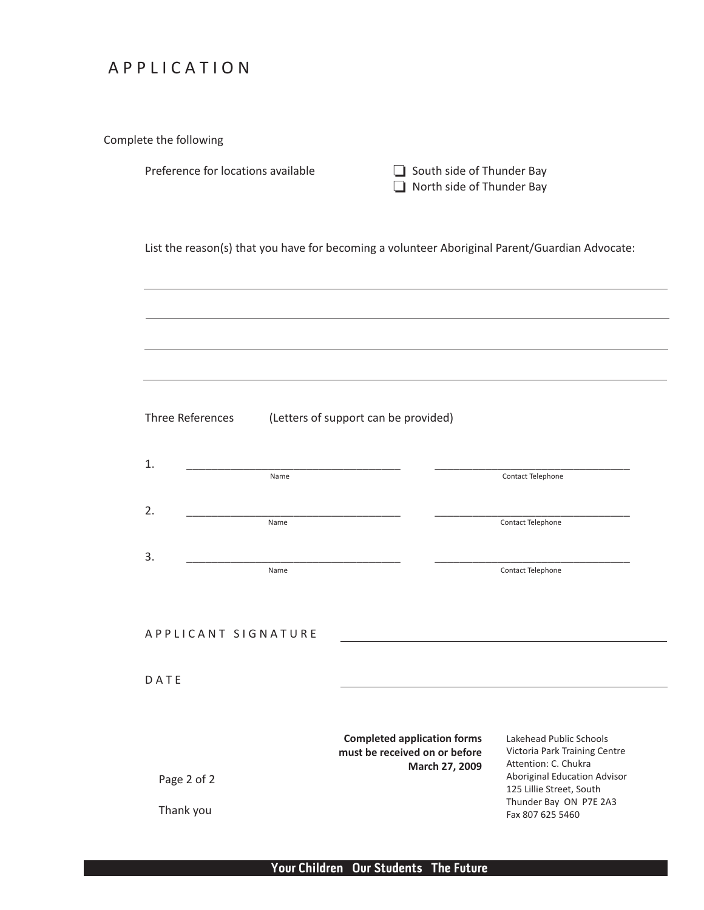# APPLICATION

Complete the following

Preference for locations available

- ❑ South side of Thunder Bay
- ❑ North side of Thunder Bay

List the reason(s) that you have for becoming a volunteer Aboriginal Parent/Guardian Advocate:

______________________________________________________________________________

______________________________________________________________________________

______________________________________________________________________________

______________________________________________________________________________

Three References (Letters of support can be provided)

1. ____________________________________ ____________________________________
   Name Contact Telephone

2. ____________________________________ ____________________________________
   Name Contact Telephone

3. ____________________________________ ____________________________________
   Name Contact Telephone

APPLICANT SIGNATURE ____________________________________

DATE ____________________________________

**Completed application forms must be received on or before March 27, 2009**

Lakehead Public Schools
Victoria Park Training Centre
Attention: C. Chukra
Aboriginal Education Advisor
125 Lillie Street, South
Thunder Bay ON P7E 2A3
Fax 807 625 5460

Thank you

**Your Children Our Students The Future**